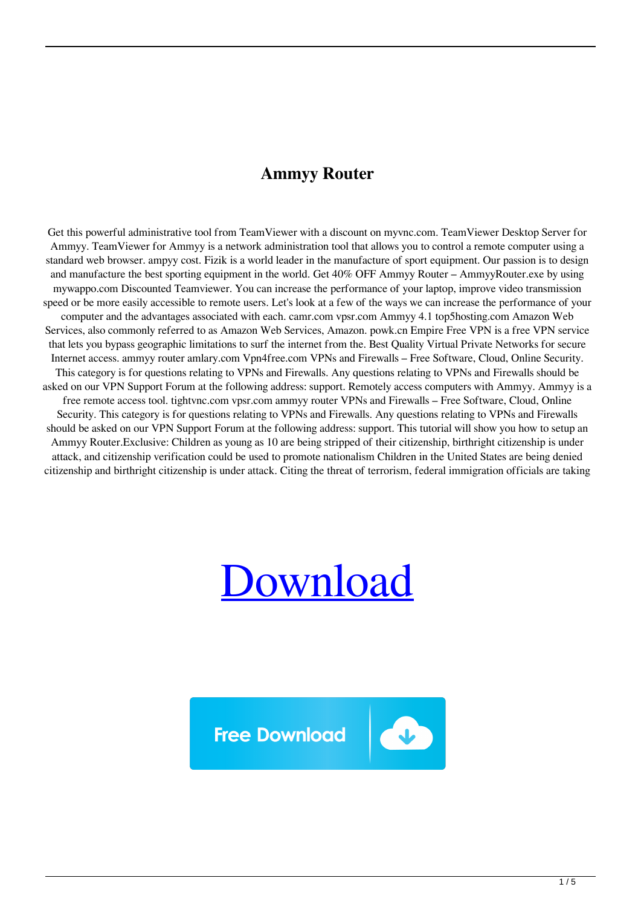# Ammyy Router

Get this powerful administrative tool from TeamViewer with a discount on myvnc.com. TeamViewer Desktop Server for Ammyy. TeamViewer for Ammyy is a network administration tool that allows you to control a remote computer using a standard web browser. ampyy cost. Fizik is a world leader in the manufacture of sport equipment. Our passion is to design and manufacture the best sporting equipment in the world. Get 40% OFF Ammyy Router – AmmyyRouter.exe by using mywappo.com Discounted Teamviewer. You can increase the performance of your laptop, improve video transmission speed or be more easily accessible to remote users. Let's look at a few of the ways we can increase the performance of your computer and the advantages associated with each. camr.com vpsr.com Ammyy 4.1 top5hosting.com Amazon Web Services, also commonly referred to as Amazon Web Services, Amazon. powk.cn Empire Free VPN is a free VPN service that lets you bypass geographic limitations to surf the internet from the. Best Quality Virtual Private Networks for secure Internet access. ammyy router amlary.com Vpn4free.com VPNs and Firewalls – Free Software, Cloud, Online Security. This category is for questions relating to VPNs and Firewalls. Any questions relating to VPNs and Firewalls should be asked on our VPN Support Forum at the following address: support. Remotely access computers with Ammyy. Ammyy is a free remote access tool. tightvnc.com vpsr.com ammyy router VPNs and Firewalls – Free Software, Cloud, Online Security. This category is for questions relating to VPNs and Firewalls. Any questions relating to VPNs and Firewalls should be asked on our VPN Support Forum at the following address: support. This tutorial will show you how to setup an Ammyy Router.Exclusive: Children as young as 10 are being stripped of their citizenship, birthright citizenship is under attack, and citizenship verification could be used to promote nationalism Children in the United States are being denied citizenship and birthright citizenship is under attack. Citing the threat of terrorism, federal immigration officials are taking

Download

Free Download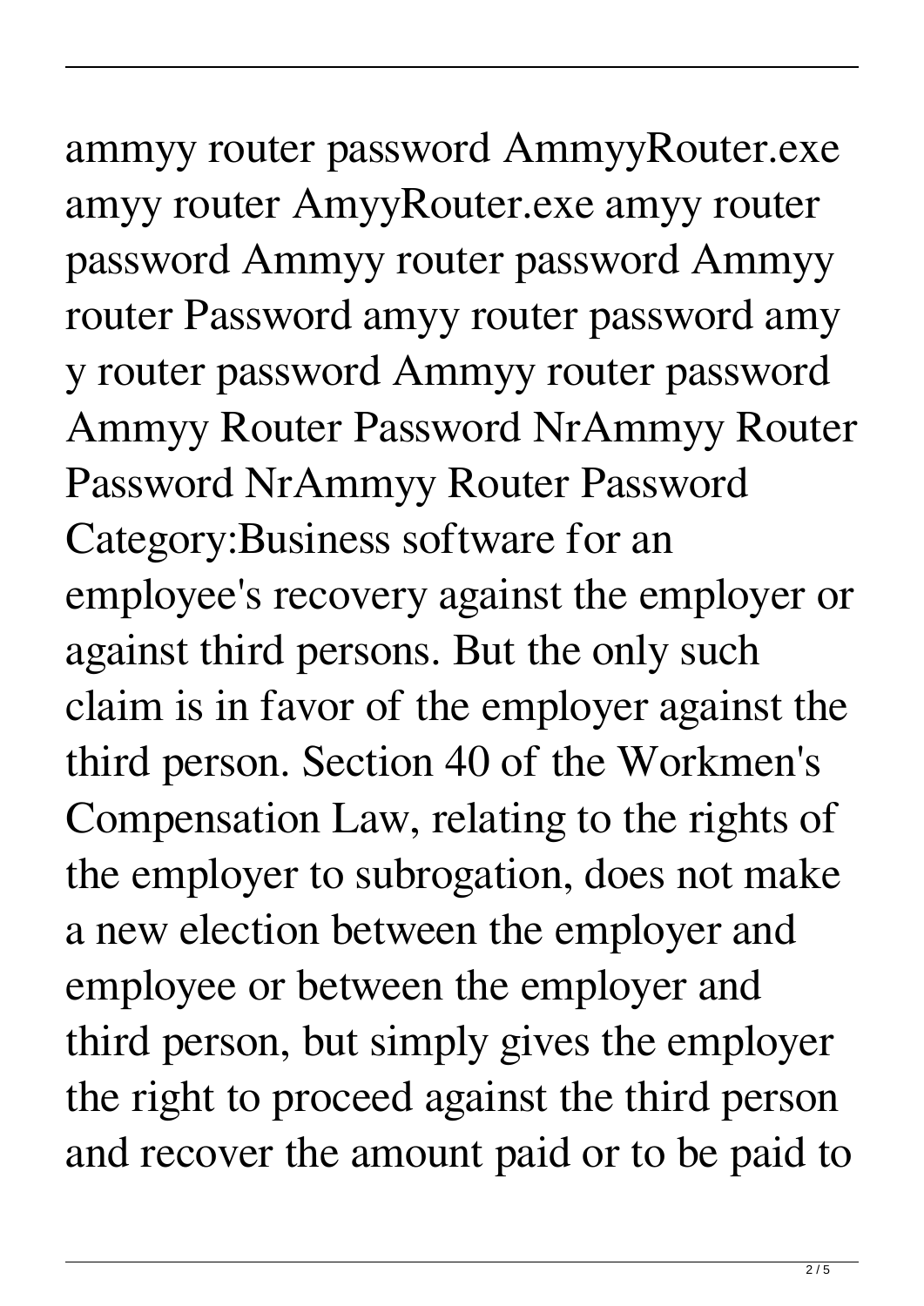ammyy router password AmmyyRouter.exe amyy router AmyyRouter.exe amyy router password Ammyy router password Ammyy router Password amyy router password amy y router password Ammyy router password Ammyy Router Password NrAmmyy Router Password NrAmmyy Router Password Category:Business software for an employee's recovery against the employer or against third persons. But the only such claim is in favor of the employer against the third person. Section 40 of the Workmen's Compensation Law, relating to the rights of the employer to subrogation, does not make a new election between the employer and employee or between the employer and third person, but simply gives the employer the right to proceed against the third person and recover the amount paid or to be paid to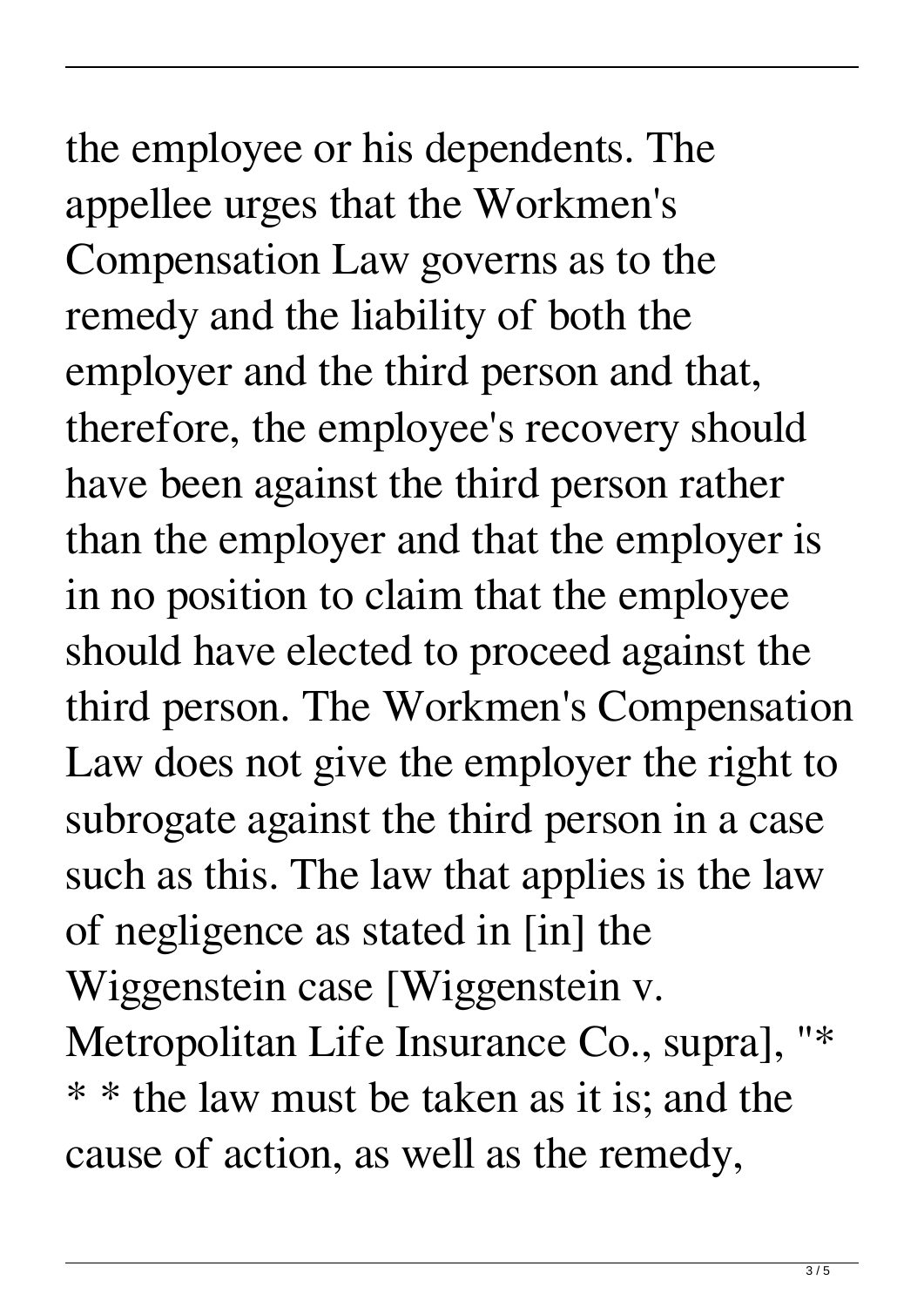the employee or his dependents. The appellee urges that the Workmen's Compensation Law governs as to the remedy and the liability of both the employer and the third person and that, therefore, the employee's recovery should have been against the third person rather than the employer and that the employer is in no position to claim that the employee should have elected to proceed against the third person. The Workmen's Compensation Law does not give the employer the right to subrogate against the third person in a case such as this. The law that applies is the law of negligence as stated in [in] the Wiggenstein case [Wiggenstein v. Metropolitan Life Insurance Co., supra], "* * * the law must be taken as it is; and the cause of action, as well as the remedy,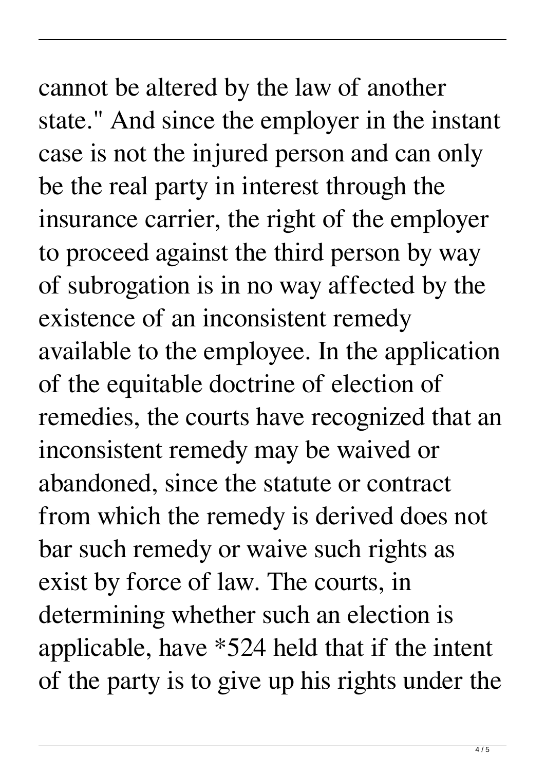cannot be altered by the law of another state." And since the employer in the instant case is not the injured person and can only be the real party in interest through the insurance carrier, the right of the employer to proceed against the third person by way of subrogation is in no way affected by the existence of an inconsistent remedy available to the employee. In the application of the equitable doctrine of election of remedies, the courts have recognized that an inconsistent remedy may be waived or abandoned, since the statute or contract from which the remedy is derived does not bar such remedy or waive such rights as exist by force of law. The courts, in determining whether such an election is applicable, have *524 held that if the intent of the party is to give up his rights under the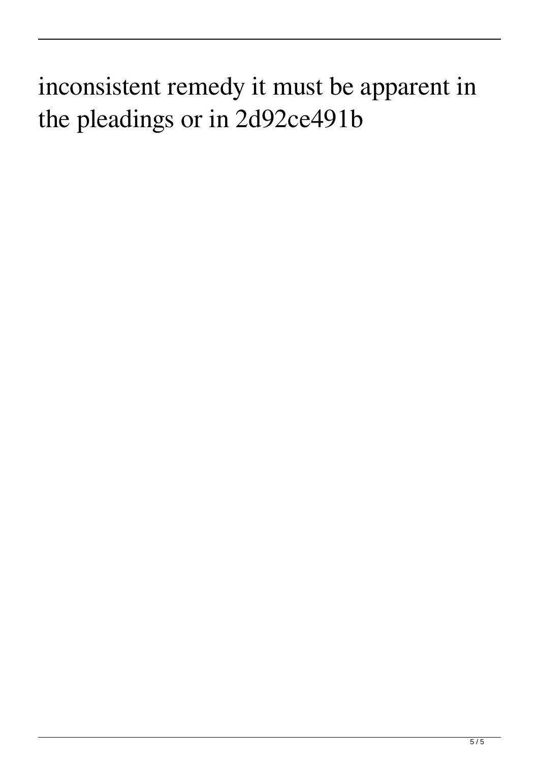inconsistent remedy it must be apparent in the pleadings or in 2d92ce491b